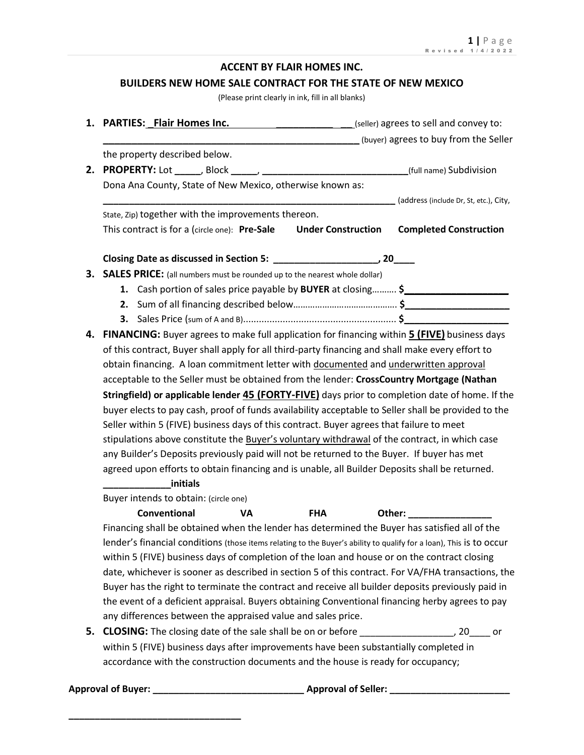# ACCENT BY FLAIR HOMES INC.

## BUILDERS NEW HOME SALE CONTRACT FOR THE STATE OF NEW MEXICO

(Please print clearly in ink, fill in all blanks)

1. **PARTIES:** _Flair Homes Inc.___________ ___(seller) agrees to sell and convey to: ______________________________________________ (buyer) agrees to buy from the Seller the property described below.

2. **PROPERTY:** Lot _____, Block _____, ___________________________(full name) Subdivision Dona Ana County, State of New Mexico, otherwise known as: ________________________________________________________ (address (include Dr, St, etc.), City, State, Zip) together with the improvements thereon.

   This contract is for a (circle one): **Pre-Sale** **Under Construction** **Completed Construction**

   **Closing Date as discussed in Section 5: ___________________, 20____**

3. **SALES PRICE:** (all numbers must be rounded up to the nearest whole dollar)
   1. Cash portion of sales price payable by **BUYER** at closing………. $___________________
   2. Sum of all financing described below……………………………………. $___________________
   3. Sales Price (sum of A and B)........................................................ $___________________

4. **FINANCING:** Buyer agrees to make full application for financing within **5 (FIVE)** business days of this contract, Buyer shall apply for all third-party financing and shall make every effort to obtain financing. A loan commitment letter with documented and underwritten approval acceptable to the Seller must be obtained from the lender: **CrossCountry Mortgage (Nathan Stringfield) or applicable lender 45 (FORTY-FIVE)** days prior to completion date of home. If the buyer elects to pay cash, proof of funds availability acceptable to Seller shall be provided to the Seller within 5 (FIVE) business days of this contract. Buyer agrees that failure to meet stipulations above constitute the Buyer's voluntary withdrawal of the contract, in which case any Builder's Deposits previously paid will not be returned to the Buyer. If buyer has met agreed upon efforts to obtain financing and is unable, all Builder Deposits shall be returned.

   **_____________initials**

   Buyer intends to obtain: (circle one)

   **Conventional** **VA** **FHA** **Other: ________________**

   Financing shall be obtained when the lender has determined the Buyer has satisfied all of the lender's financial conditions (those items relating to the Buyer's ability to qualify for a loan), This is to occur within 5 (FIVE) business days of completion of the loan and house or on the contract closing date, whichever is sooner as described in section 5 of this contract. For VA/FHA transactions, the Buyer has the right to terminate the contract and receive all builder deposits previously paid in the event of a deficient appraisal. Buyers obtaining Conventional financing herby agrees to pay any differences between the appraised value and sales price.

5. **CLOSING:** The closing date of the sale shall be on or before _________________, 20____ or within 5 (FIVE) business days after improvements have been substantially completed in accordance with the construction documents and the house is ready for occupancy;

**Approval of Buyer: ____________________________ Approval of Seller: ______________________**

________________________________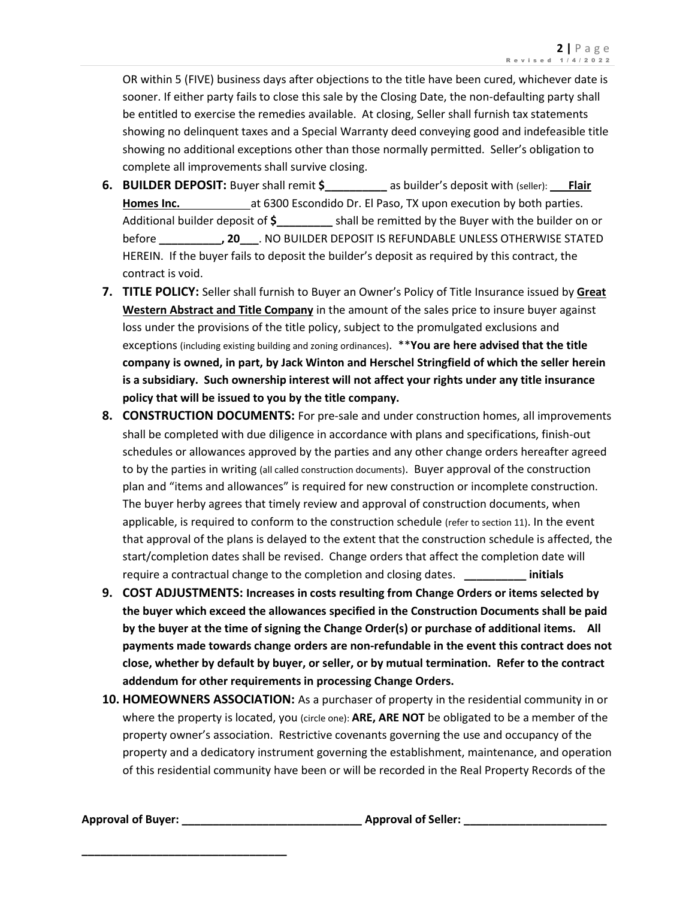OR within 5 (FIVE) business days after objections to the title have been cured, whichever date is sooner. If either party fails to close this sale by the Closing Date, the non-defaulting party shall be entitled to exercise the remedies available. At closing, Seller shall furnish tax statements showing no delinquent taxes and a Special Warranty deed conveying good and indefeasible title showing no additional exceptions other than those normally permitted. Seller's obligation to complete all improvements shall survive closing.

6. **BUILDER DEPOSIT:** Buyer shall remit **$__________** as builder's deposit with (seller): ___**Flair Homes Inc.**___________at 6300 Escondido Dr. El Paso, TX upon execution by both parties. Additional builder deposit of **$_________** shall be remitted by the Buyer with the builder on or before **__________, 20___**. NO BUILDER DEPOSIT IS REFUNDABLE UNLESS OTHERWISE STATED HEREIN. If the buyer fails to deposit the builder's deposit as required by this contract, the contract is void.
7. **TITLE POLICY:** Seller shall furnish to Buyer an Owner's Policy of Title Insurance issued by **Great Western Abstract and Title Company** in the amount of the sales price to insure buyer against loss under the provisions of the title policy, subject to the promulgated exclusions and exceptions (including existing building and zoning ordinances). ****You are here advised that the title company is owned, in part, by Jack Winton and Herschel Stringfield of which the seller herein is a subsidiary. Such ownership interest will not affect your rights under any title insurance policy that will be issued to you by the title company.**
8. **CONSTRUCTION DOCUMENTS:** For pre-sale and under construction homes, all improvements shall be completed with due diligence in accordance with plans and specifications, finish-out schedules or allowances approved by the parties and any other change orders hereafter agreed to by the parties in writing (all called construction documents). Buyer approval of the construction plan and "items and allowances" is required for new construction or incomplete construction. The buyer herby agrees that timely review and approval of construction documents, when applicable, is required to conform to the construction schedule (refer to section 11). In the event that approval of the plans is delayed to the extent that the construction schedule is affected, the start/completion dates shall be revised. Change orders that affect the completion date will require a contractual change to the completion and closing dates. **__________ initials**
9. **COST ADJUSTMENTS: Increases in costs resulting from Change Orders or items selected by the buyer which exceed the allowances specified in the Construction Documents shall be paid by the buyer at the time of signing the Change Order(s) or purchase of additional items. All payments made towards change orders are non-refundable in the event this contract does not close, whether by default by buyer, or seller, or by mutual termination. Refer to the contract addendum for other requirements in processing Change Orders.**
10. **HOMEOWNERS ASSOCIATION:** As a purchaser of property in the residential community in or where the property is located, you (circle one): **ARE, ARE NOT** be obligated to be a member of the property owner's association. Restrictive covenants governing the use and occupancy of the property and a dedicatory instrument governing the establishment, maintenance, and operation of this residential community have been or will be recorded in the Real Property Records of the

**Approval of Buyer: _____________________________ Approval of Seller: _______________________**

_________________________________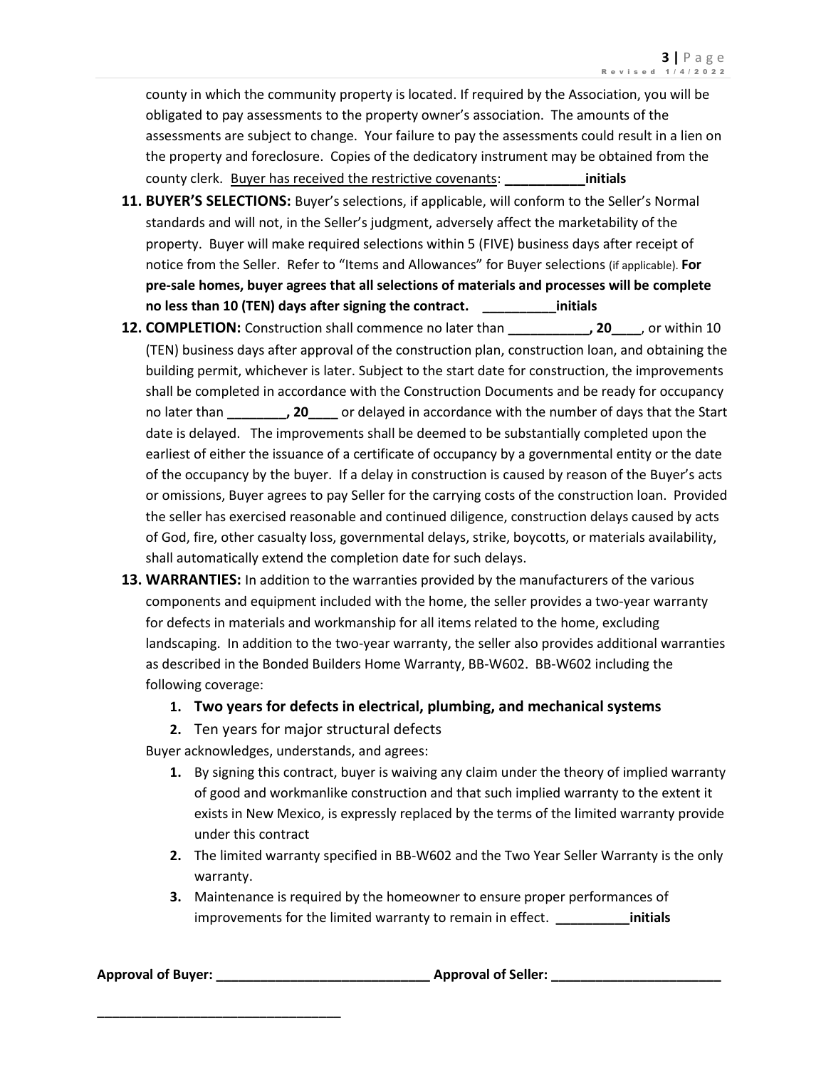county in which the community property is located. If required by the Association, you will be obligated to pay assessments to the property owner's association. The amounts of the assessments are subject to change. Your failure to pay the assessments could result in a lien on the property and foreclosure. Copies of the dedicatory instrument may be obtained from the county clerk. Buyer has received the restrictive covenants: **___________initials**

11. **BUYER'S SELECTIONS:** Buyer's selections, if applicable, will conform to the Seller's Normal standards and will not, in the Seller's judgment, adversely affect the marketability of the property. Buyer will make required selections within 5 (FIVE) business days after receipt of notice from the Seller. Refer to "Items and Allowances" for Buyer selections (if applicable). **For pre-sale homes, buyer agrees that all selections of materials and processes will be complete no less than 10 (TEN) days after signing the contract. __________initials**

12. **COMPLETION:** Construction shall commence no later than **___________, 20____**, or within 10 (TEN) business days after approval of the construction plan, construction loan, and obtaining the building permit, whichever is later. Subject to the start date for construction, the improvements shall be completed in accordance with the Construction Documents and be ready for occupancy no later than **________, 20____** or delayed in accordance with the number of days that the Start date is delayed. The improvements shall be deemed to be substantially completed upon the earliest of either the issuance of a certificate of occupancy by a governmental entity or the date of the occupancy by the buyer. If a delay in construction is caused by reason of the Buyer's acts or omissions, Buyer agrees to pay Seller for the carrying costs of the construction loan. Provided the seller has exercised reasonable and continued diligence, construction delays caused by acts of God, fire, other casualty loss, governmental delays, strike, boycotts, or materials availability, shall automatically extend the completion date for such delays.

13. **WARRANTIES:** In addition to the warranties provided by the manufacturers of the various components and equipment included with the home, the seller provides a two-year warranty for defects in materials and workmanship for all items related to the home, excluding landscaping. In addition to the two-year warranty, the seller also provides additional warranties as described in the Bonded Builders Home Warranty, BB-W602. BB-W602 including the following coverage:

    1. **Two years for defects in electrical, plumbing, and mechanical systems**
    2. Ten years for major structural defects

    Buyer acknowledges, understands, and agrees:

    1. By signing this contract, buyer is waiving any claim under the theory of implied warranty of good and workmanlike construction and that such implied warranty to the extent it exists in New Mexico, is expressly replaced by the terms of the limited warranty provide under this contract
    2. The limited warranty specified in BB-W602 and the Two Year Seller Warranty is the only warranty.
    3. Maintenance is required by the homeowner to ensure proper performances of improvements for the limited warranty to remain in effect. **__________initials**

**Approval of Buyer: ____________________________ Approval of Seller: _______________________**

**_________________________________**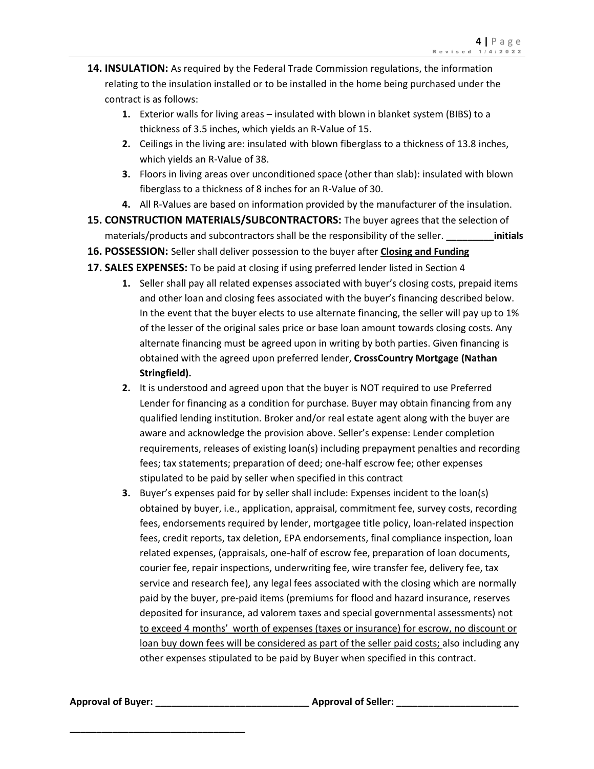**14. INSULATION:** As required by the Federal Trade Commission regulations, the information relating to the insulation installed or to be installed in the home being purchased under the contract is as follows:

1. Exterior walls for living areas – insulated with blown in blanket system (BIBS) to a thickness of 3.5 inches, which yields an R-Value of 15.
2. Ceilings in the living are: insulated with blown fiberglass to a thickness of 13.8 inches, which yields an R-Value of 38.
3. Floors in living areas over unconditioned space (other than slab): insulated with blown fiberglass to a thickness of 8 inches for an R-Value of 30.
4. All R-Values are based on information provided by the manufacturer of the insulation.

**15. CONSTRUCTION MATERIALS/SUBCONTRACTORS:** The buyer agrees that the selection of materials/products and subcontractors shall be the responsibility of the seller. **_________initials**

**16. POSSESSION:** Seller shall deliver possession to the buyer after **Closing and Funding**

**17. SALES EXPENSES:** To be paid at closing if using preferred lender listed in Section 4

1. Seller shall pay all related expenses associated with buyer's closing costs, prepaid items and other loan and closing fees associated with the buyer's financing described below. In the event that the buyer elects to use alternate financing, the seller will pay up to 1% of the lesser of the original sales price or base loan amount towards closing costs. Any alternate financing must be agreed upon in writing by both parties. Given financing is obtained with the agreed upon preferred lender, **CrossCountry Mortgage (Nathan Stringfield).**
2. It is understood and agreed upon that the buyer is NOT required to use Preferred Lender for financing as a condition for purchase. Buyer may obtain financing from any qualified lending institution. Broker and/or real estate agent along with the buyer are aware and acknowledge the provision above. Seller's expense: Lender completion requirements, releases of existing loan(s) including prepayment penalties and recording fees; tax statements; preparation of deed; one-half escrow fee; other expenses stipulated to be paid by seller when specified in this contract
3. Buyer's expenses paid for by seller shall include: Expenses incident to the loan(s) obtained by buyer, i.e., application, appraisal, commitment fee, survey costs, recording fees, endorsements required by lender, mortgagee title policy, loan-related inspection fees, credit reports, tax deletion, EPA endorsements, final compliance inspection, loan related expenses, (appraisals, one-half of escrow fee, preparation of loan documents, courier fee, repair inspections, underwriting fee, wire transfer fee, delivery fee, tax service and research fee), any legal fees associated with the closing which are normally paid by the buyer, pre-paid items (premiums for flood and hazard insurance, reserves deposited for insurance, ad valorem taxes and special governmental assessments) not to exceed 4 months' worth of expenses (taxes or insurance) for escrow, no discount or loan buy down fees will be considered as part of the seller paid costs; also including any other expenses stipulated to be paid by Buyer when specified in this contract.

**Approval of Buyer: ____________________________ Approval of Seller: _______________________**

_________________________________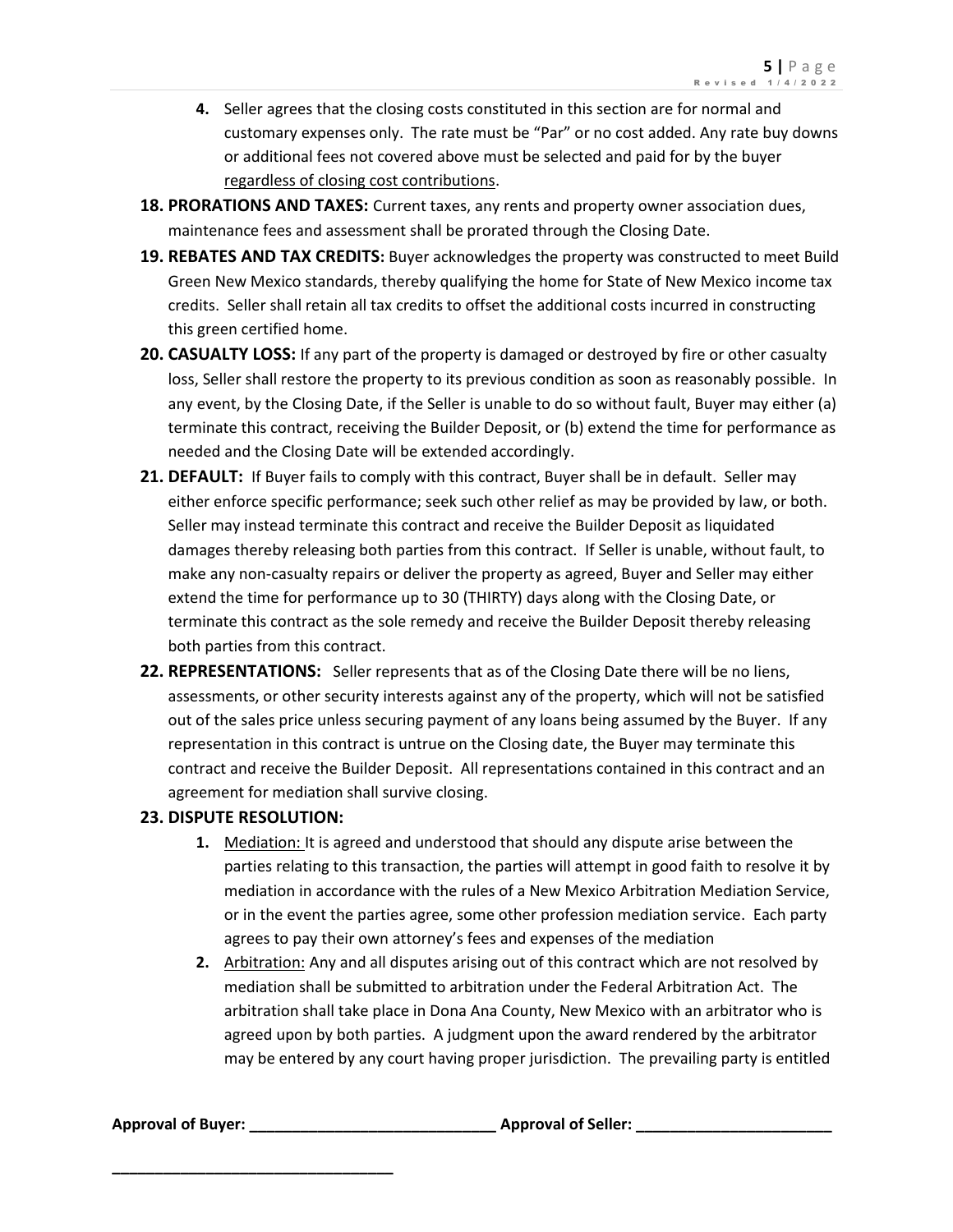4. Seller agrees that the closing costs constituted in this section are for normal and customary expenses only. The rate must be "Par" or no cost added. Any rate buy downs or additional fees not covered above must be selected and paid for by the buyer regardless of closing cost contributions.

**18. PRORATIONS AND TAXES:** Current taxes, any rents and property owner association dues, maintenance fees and assessment shall be prorated through the Closing Date.

**19. REBATES AND TAX CREDITS:** Buyer acknowledges the property was constructed to meet Build Green New Mexico standards, thereby qualifying the home for State of New Mexico income tax credits. Seller shall retain all tax credits to offset the additional costs incurred in constructing this green certified home.

**20. CASUALTY LOSS:** If any part of the property is damaged or destroyed by fire or other casualty loss, Seller shall restore the property to its previous condition as soon as reasonably possible. In any event, by the Closing Date, if the Seller is unable to do so without fault, Buyer may either (a) terminate this contract, receiving the Builder Deposit, or (b) extend the time for performance as needed and the Closing Date will be extended accordingly.

**21. DEFAULT:** If Buyer fails to comply with this contract, Buyer shall be in default. Seller may either enforce specific performance; seek such other relief as may be provided by law, or both. Seller may instead terminate this contract and receive the Builder Deposit as liquidated damages thereby releasing both parties from this contract. If Seller is unable, without fault, to make any non-casualty repairs or deliver the property as agreed, Buyer and Seller may either extend the time for performance up to 30 (THIRTY) days along with the Closing Date, or terminate this contract as the sole remedy and receive the Builder Deposit thereby releasing both parties from this contract.

**22. REPRESENTATIONS:** Seller represents that as of the Closing Date there will be no liens, assessments, or other security interests against any of the property, which will not be satisfied out of the sales price unless securing payment of any loans being assumed by the Buyer. If any representation in this contract is untrue on the Closing date, the Buyer may terminate this contract and receive the Builder Deposit. All representations contained in this contract and an agreement for mediation shall survive closing.

**23. DISPUTE RESOLUTION:**

1. Mediation: It is agreed and understood that should any dispute arise between the parties relating to this transaction, the parties will attempt in good faith to resolve it by mediation in accordance with the rules of a New Mexico Arbitration Mediation Service, or in the event the parties agree, some other profession mediation service. Each party agrees to pay their own attorney's fees and expenses of the mediation
2. Arbitration: Any and all disputes arising out of this contract which are not resolved by mediation shall be submitted to arbitration under the Federal Arbitration Act. The arbitration shall take place in Dona Ana County, New Mexico with an arbitrator who is agreed upon by both parties. A judgment upon the award rendered by the arbitrator may be entered by any court having proper jurisdiction. The prevailing party is entitled

**Approval of Buyer:** ____________________________ **Approval of Seller:** ______________________

________________________________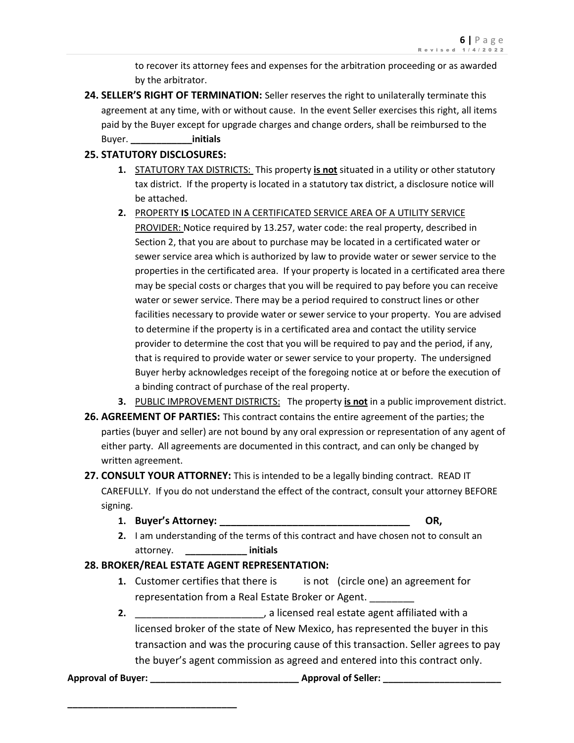to recover its attorney fees and expenses for the arbitration proceeding or as awarded by the arbitrator.

**24. SELLER'S RIGHT OF TERMINATION:** Seller reserves the right to unilaterally terminate this agreement at any time, with or without cause. In the event Seller exercises this right, all items paid by the Buyer except for upgrade charges and change orders, shall be reimbursed to the Buyer. **____________initials**

**25. STATUTORY DISCLOSURES:**

1. STATUTORY TAX DISTRICTS: This property **is not** situated in a utility or other statutory tax district. If the property is located in a statutory tax district, a disclosure notice will be attached.
2. PROPERTY **IS** LOCATED IN A CERTIFICATED SERVICE AREA OF A UTILITY SERVICE PROVIDER: Notice required by 13.257, water code: the real property, described in Section 2, that you are about to purchase may be located in a certificated water or sewer service area which is authorized by law to provide water or sewer service to the properties in the certificated area. If your property is located in a certificated area there may be special costs or charges that you will be required to pay before you can receive water or sewer service. There may be a period required to construct lines or other facilities necessary to provide water or sewer service to your property. You are advised to determine if the property is in a certificated area and contact the utility service provider to determine the cost that you will be required to pay and the period, if any, that is required to provide water or sewer service to your property. The undersigned Buyer herby acknowledges receipt of the foregoing notice at or before the execution of a binding contract of purchase of the real property.
3. PUBLIC IMPROVEMENT DISTRICTS: The property **is not** in a public improvement district.

**26. AGREEMENT OF PARTIES:** This contract contains the entire agreement of the parties; the parties (buyer and seller) are not bound by any oral expression or representation of any agent of either party. All agreements are documented in this contract, and can only be changed by written agreement.

**27. CONSULT YOUR ATTORNEY:** This is intended to be a legally binding contract. READ IT CAREFULLY. If you do not understand the effect of the contract, consult your attorney BEFORE signing.

1. **Buyer's Attorney: ____________________________________ OR,**
2. I am understanding of the terms of this contract and have chosen not to consult an attorney. **____________ initials**

**28. BROKER/REAL ESTATE AGENT REPRESENTATION:**

1. Customer certifies that there is is not (circle one) an agreement for representation from a Real Estate Broker or Agent. ________
2. _______________________, a licensed real estate agent affiliated with a licensed broker of the state of New Mexico, has represented the buyer in this transaction and was the procuring cause of this transaction. Seller agrees to pay the buyer's agent commission as agreed and entered into this contract only.

**Approval of Buyer: _____________________________ Approval of Seller: _______________________**

________________________________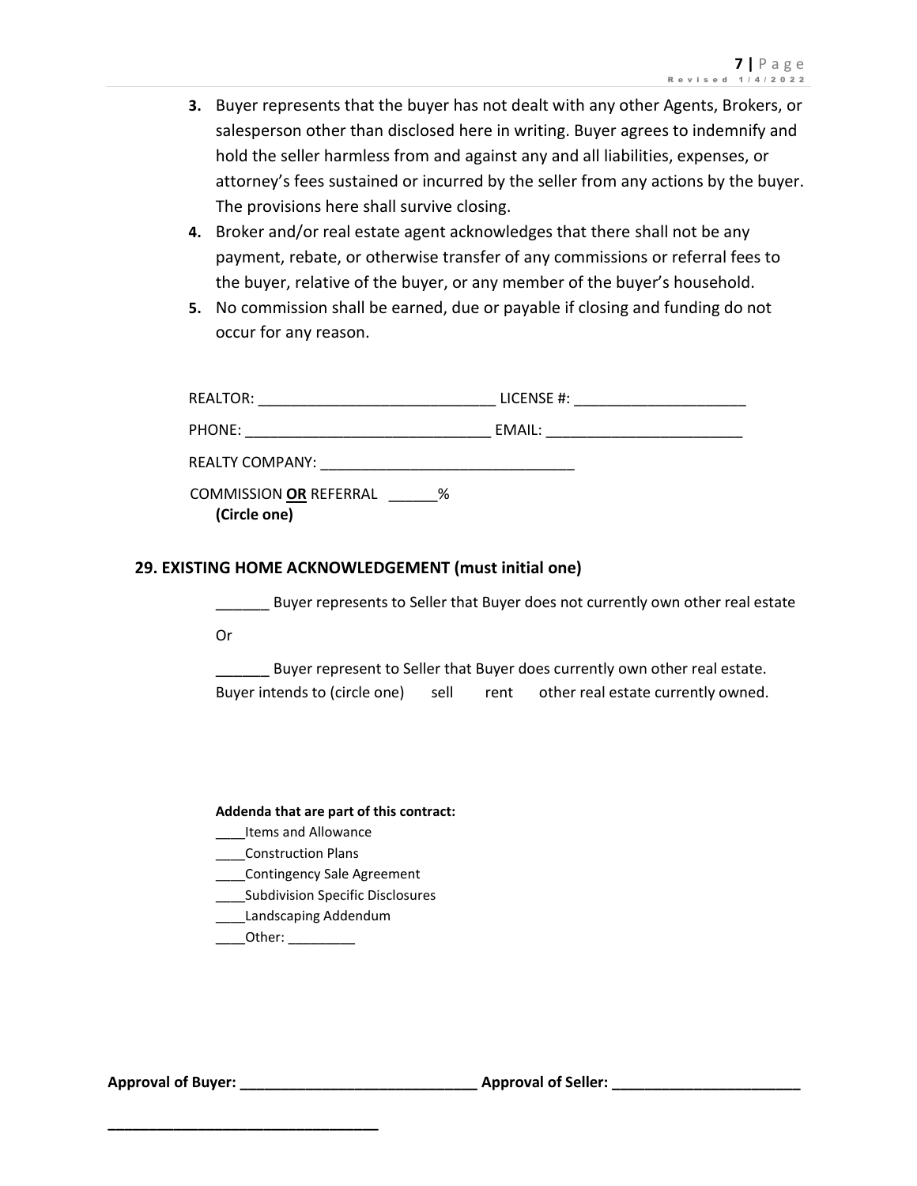3. Buyer represents that the buyer has not dealt with any other Agents, Brokers, or salesperson other than disclosed here in writing. Buyer agrees to indemnify and hold the seller harmless from and against any and all liabilities, expenses, or attorney's fees sustained or incurred by the seller from any actions by the buyer. The provisions here shall survive closing.
4. Broker and/or real estate agent acknowledges that there shall not be any payment, rebate, or otherwise transfer of any commissions or referral fees to the buyer, relative of the buyer, or any member of the buyer's household.
5. No commission shall be earned, due or payable if closing and funding do not occur for any reason.

REALTOR: _____________________________ LICENSE #: _____________________

PHONE: ______________________________ EMAIL: ________________________

REALTY COMPANY: ______________________________

COMMISSION **OR** REFERRAL ______%
**(Circle one)**

## 29. EXISTING HOME ACKNOWLEDGEMENT (must initial one)

______ Buyer represents to Seller that Buyer does not currently own other real estate

Or

______ Buyer represent to Seller that Buyer does currently own other real estate. Buyer intends to (circle one) sell rent other real estate currently owned.

**Addenda that are part of this contract:**

____Items and Allowance
____Construction Plans
____Contingency Sale Agreement
____Subdivision Specific Disclosures
____Landscaping Addendum
____Other: _________

**Approval of Buyer: ____________________________ Approval of Seller: ______________________**

**________________________________**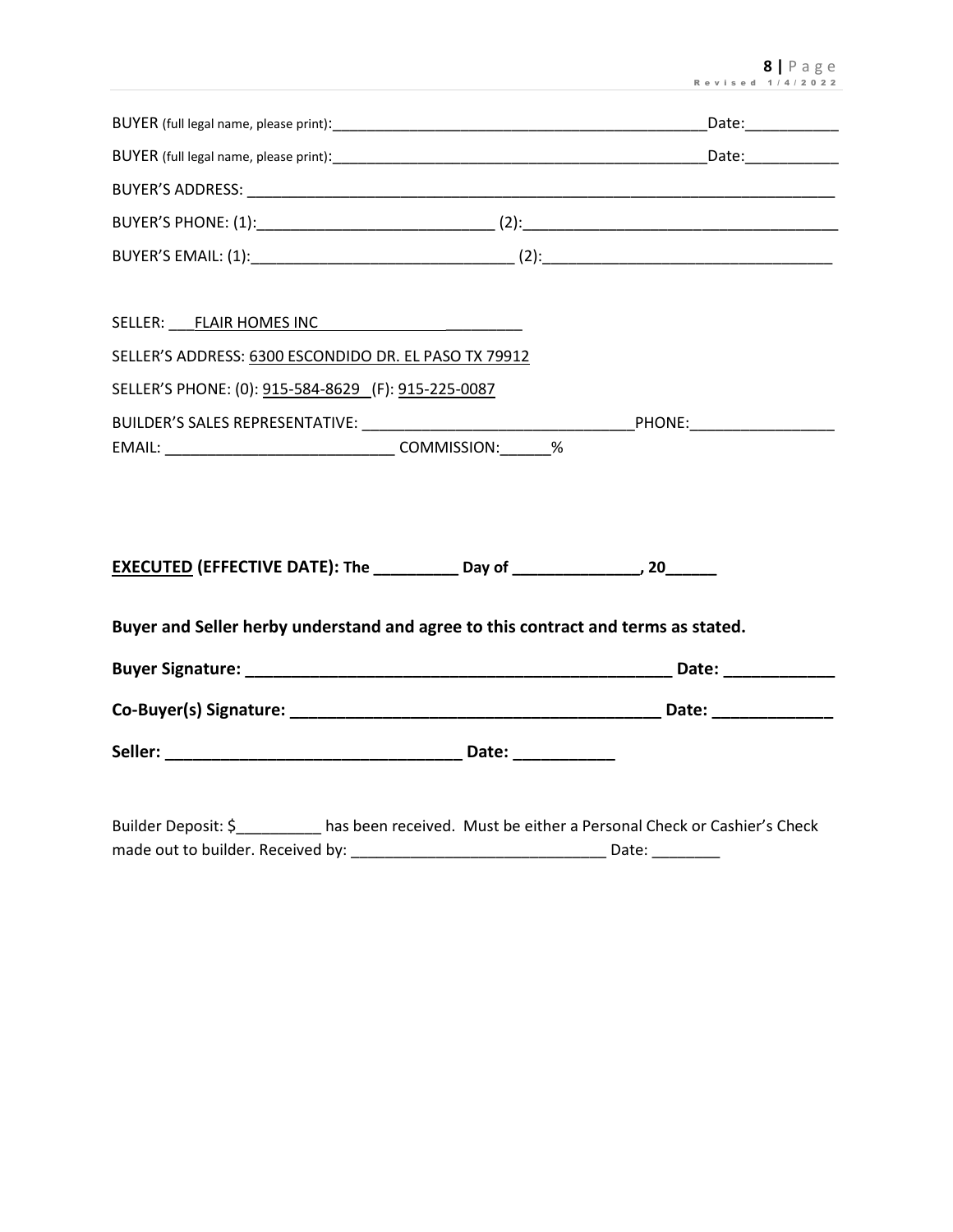BUYER (full legal name, please print):_______________________________________________Date:___________

BUYER (full legal name, please print):_______________________________________________Date:___________

BUYER'S ADDRESS: ___________________________________________________________________________

BUYER'S PHONE: (1):____________________________ (2):______________________________________

BUYER'S EMAIL: (1):_______________________________ (2):__________________________________

SELLER: ___FLAIR HOMES INC_________

SELLER'S ADDRESS: 6300 ESCONDIDO DR. EL PASO TX 79912

SELLER'S PHONE: (0): 915-584-8629 (F): 915-225-0087

BUILDER'S SALES REPRESENTATIVE: ________________________________PHONE:_________________

EMAIL: ___________________________ COMMISSION:______%

**EXECUTED (EFFECTIVE DATE): The _________ Day of ______________, 20______**

**Buyer and Seller herby understand and agree to this contract and terms as stated.**

**Buyer Signature: ________________________________________________ Date: ____________**

**Co-Buyer(s) Signature: _________________________________________ Date: _____________**

**Seller: ________________________________ Date: ___________**

Builder Deposit: $__________ has been received. Must be either a Personal Check or Cashier's Check made out to builder. Received by: _____________________________ Date: ________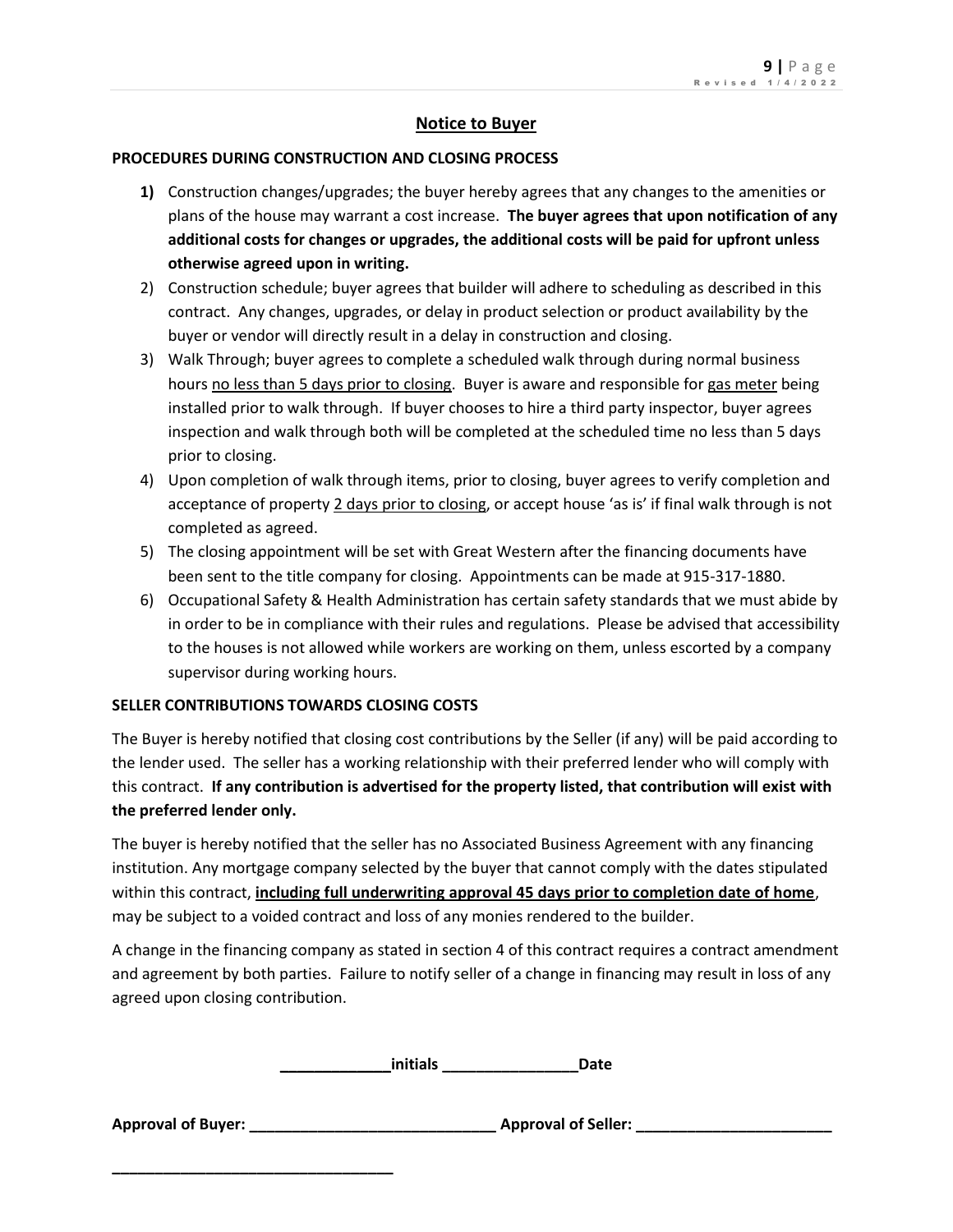## Notice to Buyer

### PROCEDURES DURING CONSTRUCTION AND CLOSING PROCESS

1) Construction changes/upgrades; the buyer hereby agrees that any changes to the amenities or plans of the house may warrant a cost increase. **The buyer agrees that upon notification of any additional costs for changes or upgrades, the additional costs will be paid for upfront unless otherwise agreed upon in writing.**
2) Construction schedule; buyer agrees that builder will adhere to scheduling as described in this contract. Any changes, upgrades, or delay in product selection or product availability by the buyer or vendor will directly result in a delay in construction and closing.
3) Walk Through; buyer agrees to complete a scheduled walk through during normal business hours <u>no less than 5 days prior to closing</u>. Buyer is aware and responsible for <u>gas meter</u> being installed prior to walk through. If buyer chooses to hire a third party inspector, buyer agrees inspection and walk through both will be completed at the scheduled time no less than 5 days prior to closing.
4) Upon completion of walk through items, prior to closing, buyer agrees to verify completion and acceptance of property <u>2 days prior to closing</u>, or accept house 'as is' if final walk through is not completed as agreed.
5) The closing appointment will be set with Great Western after the financing documents have been sent to the title company for closing. Appointments can be made at 915-317-1880.
6) Occupational Safety & Health Administration has certain safety standards that we must abide by in order to be in compliance with their rules and regulations. Please be advised that accessibility to the houses is not allowed while workers are working on them, unless escorted by a company supervisor during working hours.

### SELLER CONTRIBUTIONS TOWARDS CLOSING COSTS

The Buyer is hereby notified that closing cost contributions by the Seller (if any) will be paid according to the lender used. The seller has a working relationship with their preferred lender who will comply with this contract. **If any contribution is advertised for the property listed, that contribution will exist with the preferred lender only.**

The buyer is hereby notified that the seller has no Associated Business Agreement with any financing institution. Any mortgage company selected by the buyer that cannot comply with the dates stipulated within this contract, **<u>including full underwriting approval 45 days prior to completion date of home</u>**, may be subject to a voided contract and loss of any monies rendered to the builder.

A change in the financing company as stated in section 4 of this contract requires a contract amendment and agreement by both parties. Failure to notify seller of a change in financing may result in loss of any agreed upon closing contribution.

**_____________initials ________________Date**

**Approval of Buyer: ______________________________ Approval of Seller: _______________________**

**__________________________________**